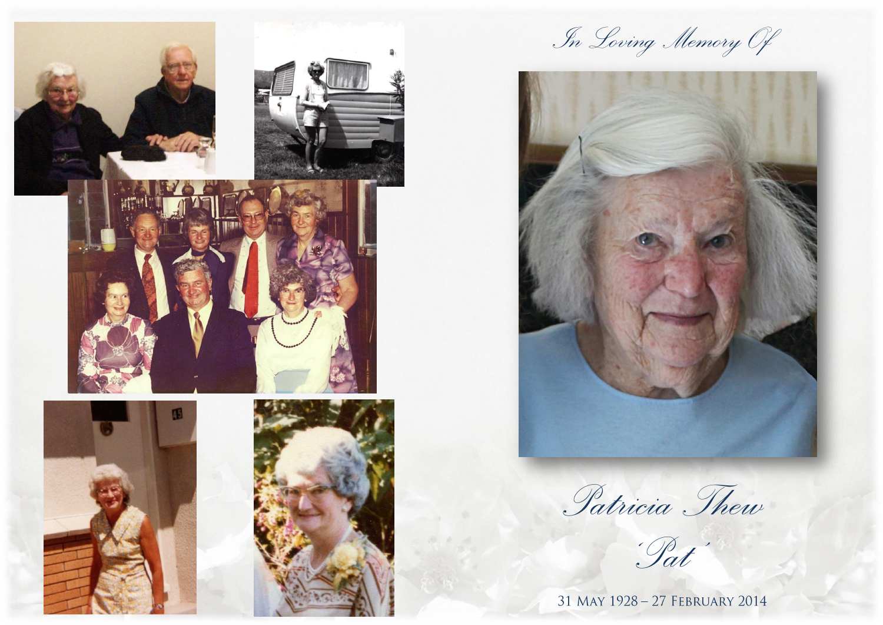*In Loving Memory Of*

# *Patricia Thew*

## *'Pat'*

31 May 1928 – 27 February 2014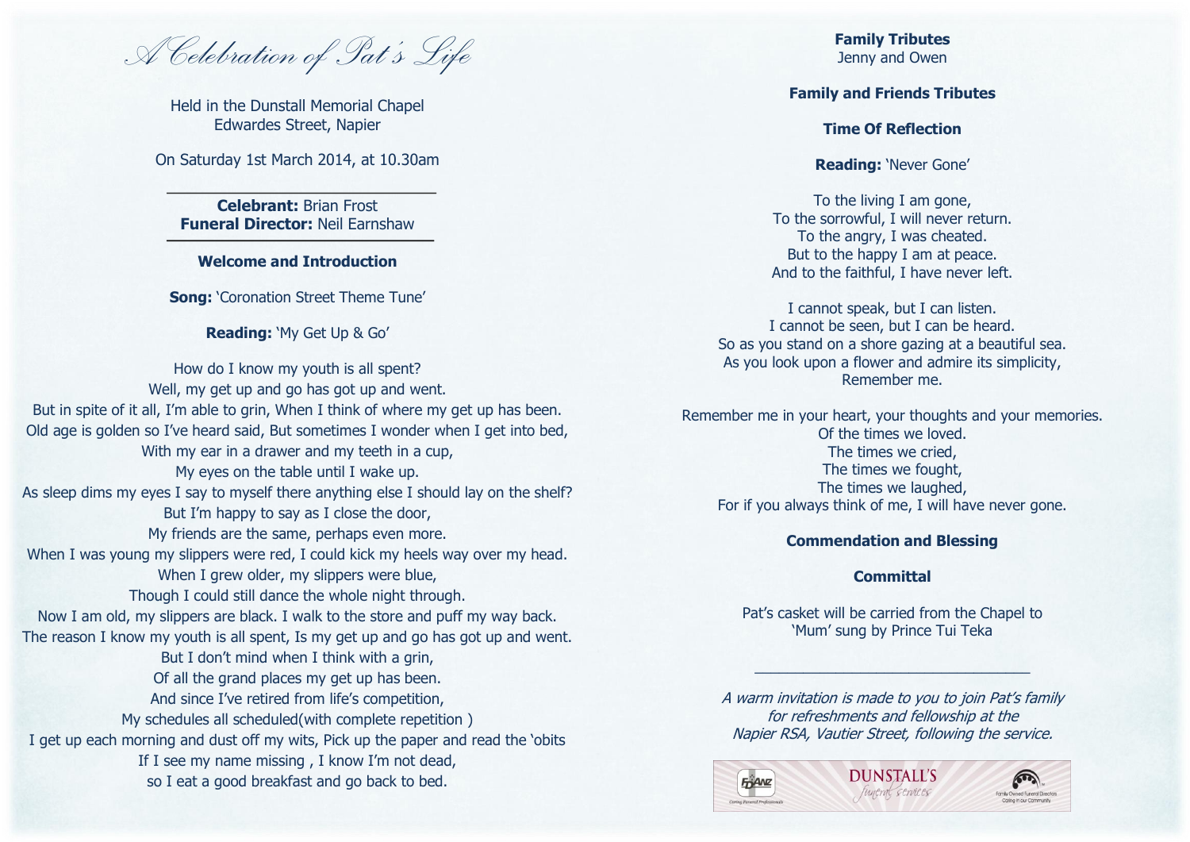# *A Celebration of Pat's Life*

Held in the Dunstall Memorial Chapel
Edwardes Street, Napier

On Saturday 1st March 2014, at 10.30am

---

**Celebrant:** Brian Frost
**Funeral Director:** Neil Earnshaw

---

**Welcome and Introduction**

**Song:** 'Coronation Street Theme Tune'

**Reading:** 'My Get Up & Go'

How do I know my youth is all spent?
Well, my get up and go has got up and went.
But in spite of it all, I'm able to grin, When I think of where my get up has been.
Old age is golden so I've heard said, But sometimes I wonder when I get into bed,
With my ear in a drawer and my teeth in a cup,
My eyes on the table until I wake up.
As sleep dims my eyes I say to myself there anything else I should lay on the shelf?
But I'm happy to say as I close the door,
My friends are the same, perhaps even more.
When I was young my slippers were red, I could kick my heels way over my head.
When I grew older, my slippers were blue,
Though I could still dance the whole night through.
Now I am old, my slippers are black. I walk to the store and puff my way back.
The reason I know my youth is all spent, Is my get up and go has got up and went.
But I don't mind when I think with a grin,
Of all the grand places my get up has been.
And since I've retired from life's competition,
My schedules all scheduled(with complete repetition )
I get up each morning and dust off my wits, Pick up the paper and read the 'obits
If I see my name missing , I know I'm not dead,
so I eat a good breakfast and go back to bed.

**Family Tributes**
Jenny and Owen

**Family and Friends Tributes**

**Time Of Reflection**

**Reading:** 'Never Gone'

To the living I am gone,
To the sorrowful, I will never return.
To the angry, I was cheated.
But to the happy I am at peace.
And to the faithful, I have never left.

I cannot speak, but I can listen.
I cannot be seen, but I can be heard.
So as you stand on a shore gazing at a beautiful sea.
As you look upon a flower and admire its simplicity,
Remember me.

Remember me in your heart, your thoughts and your memories.
Of the times we loved.
The times we cried,
The times we fought,
The times we laughed,
For if you always think of me, I will have never gone.

**Commendation and Blessing**

**Committal**

Pat's casket will be carried from the Chapel to
'Mum' sung by Prince Tui Teka

---

*A warm invitation is made to you to join Pat's family for refreshments and fellowship at the Napier RSA, Vautier Street, following the service.*

FDANZ Caring Funeral Professionals
DUNSTALL'S funeral services
Family Owned Funeral Directors Caring in our Community